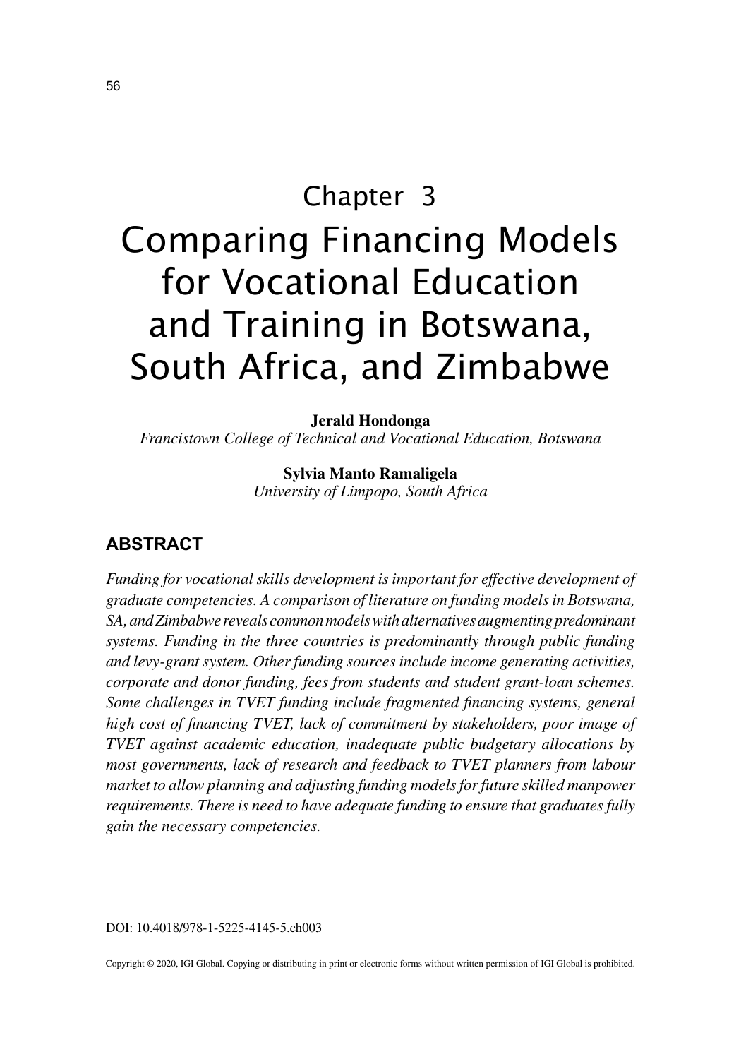# Chapter 3

# Comparing Financing Models for Vocational Education and Training in Botswana, South Africa, and Zimbabwe

**Jerald Hondonga**
*Francistown College of Technical and Vocational Education, Botswana*

**Sylvia Manto Ramaligela**
*University of Limpopo, South Africa*

## ABSTRACT

*Funding for vocational skills development is important for effective development of graduate competencies. A comparison of literature on funding models in Botswana, SA, and Zimbabwe reveals common models with alternatives augmenting predominant systems. Funding in the three countries is predominantly through public funding and levy-grant system. Other funding sources include income generating activities, corporate and donor funding, fees from students and student grant-loan schemes. Some challenges in TVET funding include fragmented financing systems, general high cost of financing TVET, lack of commitment by stakeholders, poor image of TVET against academic education, inadequate public budgetary allocations by most governments, lack of research and feedback to TVET planners from labour market to allow planning and adjusting funding models for future skilled manpower requirements. There is need to have adequate funding to ensure that graduates fully gain the necessary competencies.*

DOI: 10.4018/978-1-5225-4145-5.ch003

Copyright © 2020, IGI Global. Copying or distributing in print or electronic forms without written permission of IGI Global is prohibited.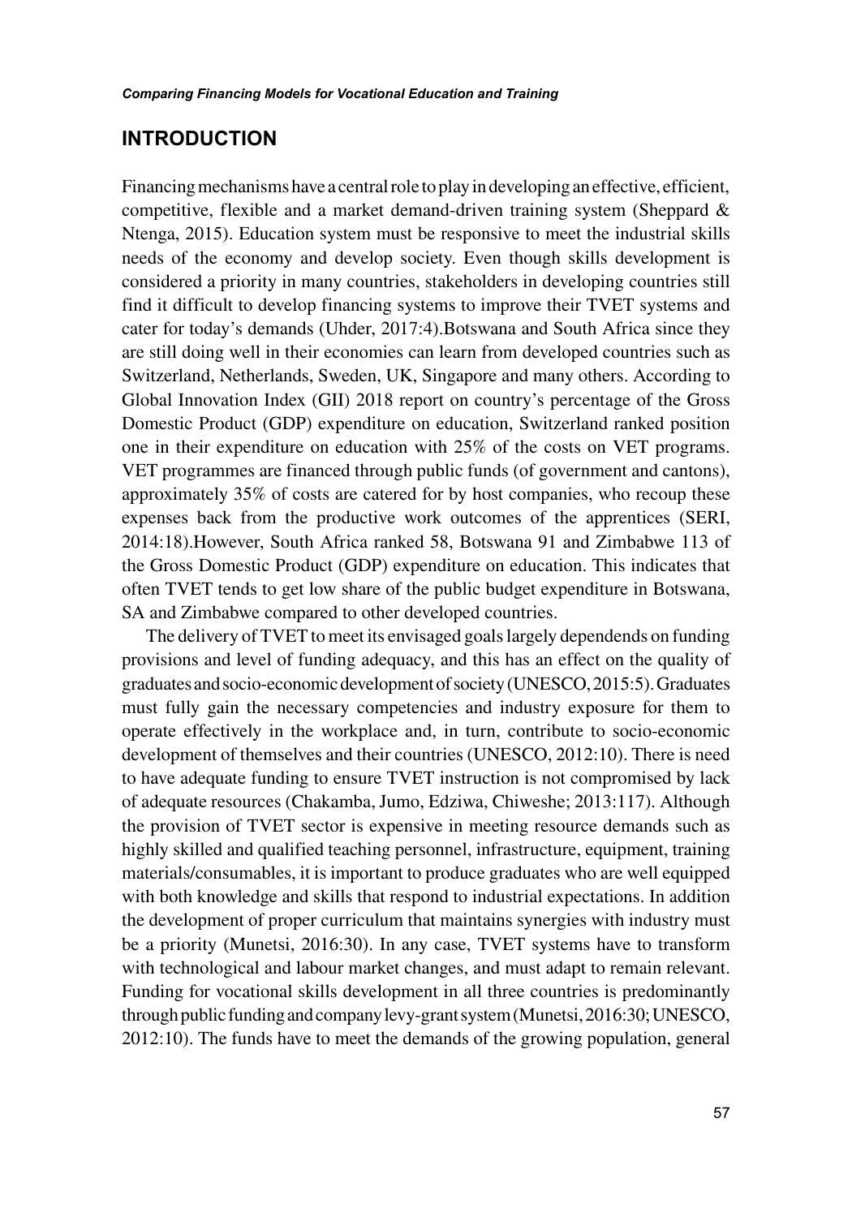## INTRODUCTION

Financing mechanisms have a central role to play in developing an effective, efficient, competitive, flexible and a market demand-driven training system (Sheppard & Ntenga, 2015). Education system must be responsive to meet the industrial skills needs of the economy and develop society. Even though skills development is considered a priority in many countries, stakeholders in developing countries still find it difficult to develop financing systems to improve their TVET systems and cater for today's demands (Uhder, 2017:4).Botswana and South Africa since they are still doing well in their economies can learn from developed countries such as Switzerland, Netherlands, Sweden, UK, Singapore and many others. According to Global Innovation Index (GII) 2018 report on country's percentage of the Gross Domestic Product (GDP) expenditure on education, Switzerland ranked position one in their expenditure on education with 25% of the costs on VET programs. VET programmes are financed through public funds (of government and cantons), approximately 35% of costs are catered for by host companies, who recoup these expenses back from the productive work outcomes of the apprentices (SERI, 2014:18).However, South Africa ranked 58, Botswana 91 and Zimbabwe 113 of the Gross Domestic Product (GDP) expenditure on education. This indicates that often TVET tends to get low share of the public budget expenditure in Botswana, SA and Zimbabwe compared to other developed countries.

The delivery of TVET to meet its envisaged goals largely dependends on funding provisions and level of funding adequacy, and this has an effect on the quality of graduates and socio-economic development of society (UNESCO, 2015:5). Graduates must fully gain the necessary competencies and industry exposure for them to operate effectively in the workplace and, in turn, contribute to socio-economic development of themselves and their countries (UNESCO, 2012:10). There is need to have adequate funding to ensure TVET instruction is not compromised by lack of adequate resources (Chakamba, Jumo, Edziwa, Chiweshe; 2013:117). Although the provision of TVET sector is expensive in meeting resource demands such as highly skilled and qualified teaching personnel, infrastructure, equipment, training materials/consumables, it is important to produce graduates who are well equipped with both knowledge and skills that respond to industrial expectations. In addition the development of proper curriculum that maintains synergies with industry must be a priority (Munetsi, 2016:30). In any case, TVET systems have to transform with technological and labour market changes, and must adapt to remain relevant. Funding for vocational skills development in all three countries is predominantly through public funding and company levy-grant system (Munetsi, 2016:30; UNESCO, 2012:10). The funds have to meet the demands of the growing population, general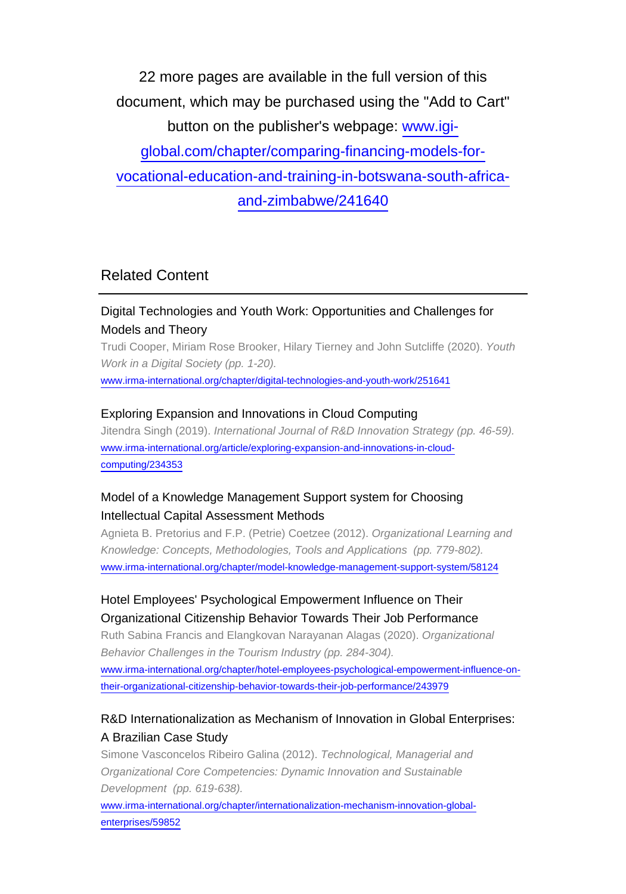22 more pages are available in the full version of this document, which may be purchased using the "Add to Cart" button on the publisher's webpage: www.igi-global.com/chapter/comparing-financing-models-for-vocational-education-and-training-in-botswana-south-africa-and-zimbabwe/241640

## Related Content

Digital Technologies and Youth Work: Opportunities and Challenges for Models and Theory

Trudi Cooper, Miriam Rose Brooker, Hilary Tierney and John Sutcliffe (2020). *Youth Work in a Digital Society (pp. 1-20).*

www.irma-international.org/chapter/digital-technologies-and-youth-work/251641

Exploring Expansion and Innovations in Cloud Computing

Jitendra Singh (2019). *International Journal of R&D Innovation Strategy (pp. 46-59).*

www.irma-international.org/article/exploring-expansion-and-innovations-in-cloud-computing/234353

Model of a Knowledge Management Support system for Choosing Intellectual Capital Assessment Methods

Agnieta B. Pretorius and F.P. (Petrie) Coetzee (2012). *Organizational Learning and Knowledge: Concepts, Methodologies, Tools and Applications (pp. 779-802).*

www.irma-international.org/chapter/model-knowledge-management-support-system/58124

Hotel Employees' Psychological Empowerment Influence on Their Organizational Citizenship Behavior Towards Their Job Performance

Ruth Sabina Francis and Elangkovan Narayanan Alagas (2020). *Organizational Behavior Challenges in the Tourism Industry (pp. 284-304).*

www.irma-international.org/chapter/hotel-employees-psychological-empowerment-influence-on-their-organizational-citizenship-behavior-towards-their-job-performance/243979

R&D Internationalization as Mechanism of Innovation in Global Enterprises: A Brazilian Case Study

Simone Vasconcelos Ribeiro Galina (2012). *Technological, Managerial and Organizational Core Competencies: Dynamic Innovation and Sustainable Development (pp. 619-638).*

www.irma-international.org/chapter/internationalization-mechanism-innovation-global-enterprises/59852